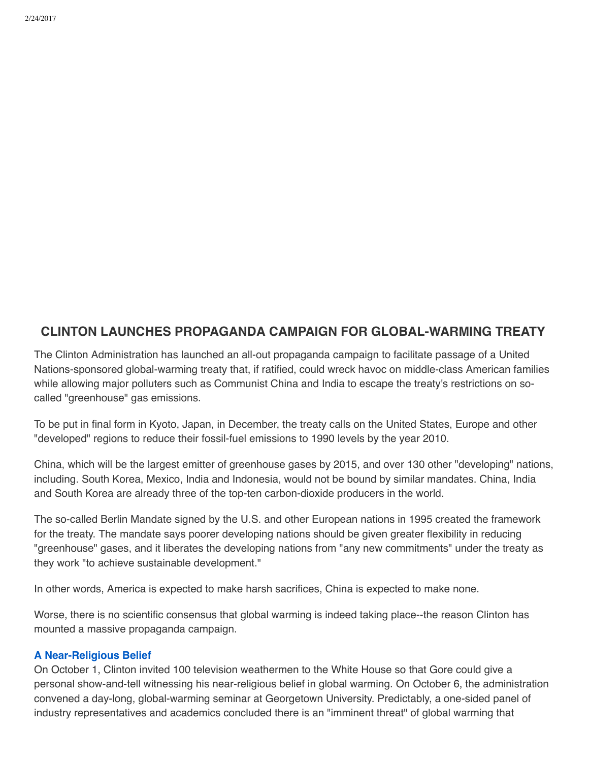## CLINTON LAUNCHES PROPAGANDA CAMPAIGN FOR GLOBAL-WARMING TREATY

The Clinton Administration has launched an all-out propaganda campaign to facilitate passage of a United Nations-sponsored global-warming treaty that, if ratified, could wreck havoc on middle-class American families while allowing major polluters such as Communist China and India to escape the treaty's restrictions on so-called "greenhouse" gas emissions.

To be put in final form in Kyoto, Japan, in December, the treaty calls on the United States, Europe and other "developed" regions to reduce their fossil-fuel emissions to 1990 levels by the year 2010.

China, which will be the largest emitter of greenhouse gases by 2015, and over 130 other "developing" nations, including. South Korea, Mexico, India and Indonesia, would not be bound by similar mandates. China, India and South Korea are already three of the top-ten carbon-dioxide producers in the world.

The so-called Berlin Mandate signed by the U.S. and other European nations in 1995 created the framework for the treaty. The mandate says poorer developing nations should be given greater flexibility in reducing "greenhouse" gases, and it liberates the developing nations from "any new commitments" under the treaty as they work "to achieve sustainable development."

In other words, America is expected to make harsh sacrifices, China is expected to make none.

Worse, there is no scientific consensus that global warming is indeed taking place--the reason Clinton has mounted a massive propaganda campaign.

### A Near-Religious Belief

On October 1, Clinton invited 100 television weathermen to the White House so that Gore could give a personal show-and-tell witnessing his near-religious belief in global warming. On October 6, the administration convened a day-long, global-warming seminar at Georgetown University. Predictably, a one-sided panel of industry representatives and academics concluded there is an "imminent threat" of global warming that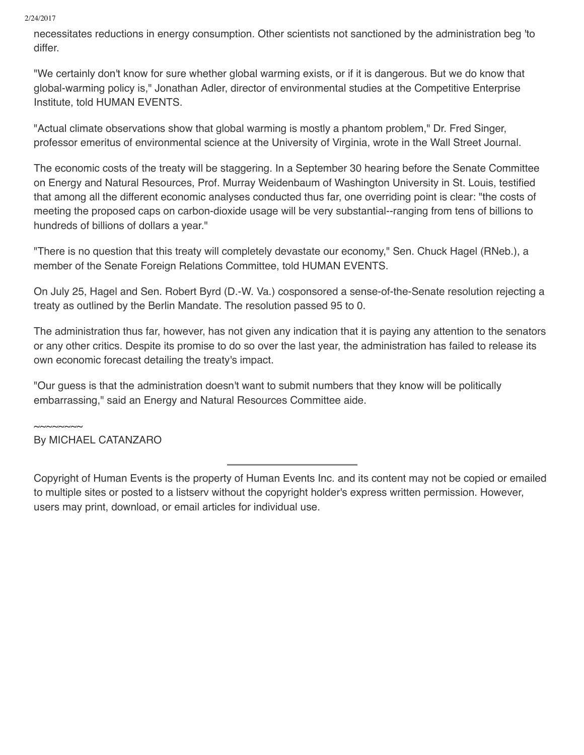necessitates reductions in energy consumption. Other scientists not sanctioned by the administration beg 'to differ.

"We certainly don't know for sure whether global warming exists, or if it is dangerous. But we do know that global-warming policy is," Jonathan Adler, director of environmental studies at the Competitive Enterprise Institute, told HUMAN EVENTS.

"Actual climate observations show that global warming is mostly a phantom problem," Dr. Fred Singer, professor emeritus of environmental science at the University of Virginia, wrote in the Wall Street Journal.

The economic costs of the treaty will be staggering. In a September 30 hearing before the Senate Committee on Energy and Natural Resources, Prof. Murray Weidenbaum of Washington University in St. Louis, testified that among all the different economic analyses conducted thus far, one overriding point is clear: "the costs of meeting the proposed caps on carbon-dioxide usage will be very substantial--ranging from tens of billions to hundreds of billions of dollars a year."

"There is no question that this treaty will completely devastate our economy," Sen. Chuck Hagel (RNeb.), a member of the Senate Foreign Relations Committee, told HUMAN EVENTS.

On July 25, Hagel and Sen. Robert Byrd (D.-W. Va.) cosponsored a sense-of-the-Senate resolution rejecting a treaty as outlined by the Berlin Mandate. The resolution passed 95 to 0.

The administration thus far, however, has not given any indication that it is paying any attention to the senators or any other critics. Despite its promise to do so over the last year, the administration has failed to release its own economic forecast detailing the treaty's impact.

"Our guess is that the administration doesn't want to submit numbers that they know will be politically embarrassing," said an Energy and Natural Resources Committee aide.

~~~~~~~~

By MICHAEL CATANZARO

---

Copyright of Human Events is the property of Human Events Inc. and its content may not be copied or emailed to multiple sites or posted to a listserv without the copyright holder's express written permission. However, users may print, download, or email articles for individual use.